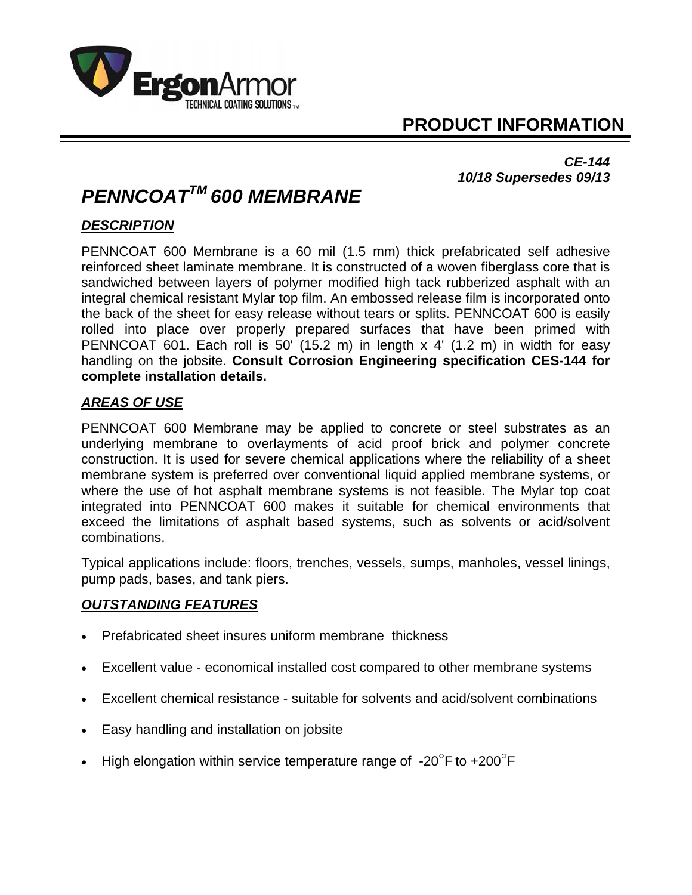**PRODUCT INFORMATION**

*CE-144*
*10/18 Supersedes 09/13*

# *PENNCOAT™ 600 MEMBRANE*

## *DESCRIPTION*

PENNCOAT 600 Membrane is a 60 mil (1.5 mm) thick prefabricated self adhesive reinforced sheet laminate membrane. It is constructed of a woven fiberglass core that is sandwiched between layers of polymer modified high tack rubberized asphalt with an integral chemical resistant Mylar top film. An embossed release film is incorporated onto the back of the sheet for easy release without tears or splits. PENNCOAT 600 is easily rolled into place over properly prepared surfaces that have been primed with PENNCOAT 601. Each roll is 50' (15.2 m) in length x 4' (1.2 m) in width for easy handling on the jobsite. **Consult Corrosion Engineering specification CES-144 for complete installation details.**

## *AREAS OF USE*

PENNCOAT 600 Membrane may be applied to concrete or steel substrates as an underlying membrane to overlayments of acid proof brick and polymer concrete construction. It is used for severe chemical applications where the reliability of a sheet membrane system is preferred over conventional liquid applied membrane systems, or where the use of hot asphalt membrane systems is not feasible. The Mylar top coat integrated into PENNCOAT 600 makes it suitable for chemical environments that exceed the limitations of asphalt based systems, such as solvents or acid/solvent combinations.

Typical applications include: floors, trenches, vessels, sumps, manholes, vessel linings, pump pads, bases, and tank piers.

## *OUTSTANDING FEATURES*

- Prefabricated sheet insures uniform membrane thickness
- Excellent value - economical installed cost compared to other membrane systems
- Excellent chemical resistance - suitable for solvents and acid/solvent combinations
- Easy handling and installation on jobsite
- High elongation within service temperature range of -20°F to +200°F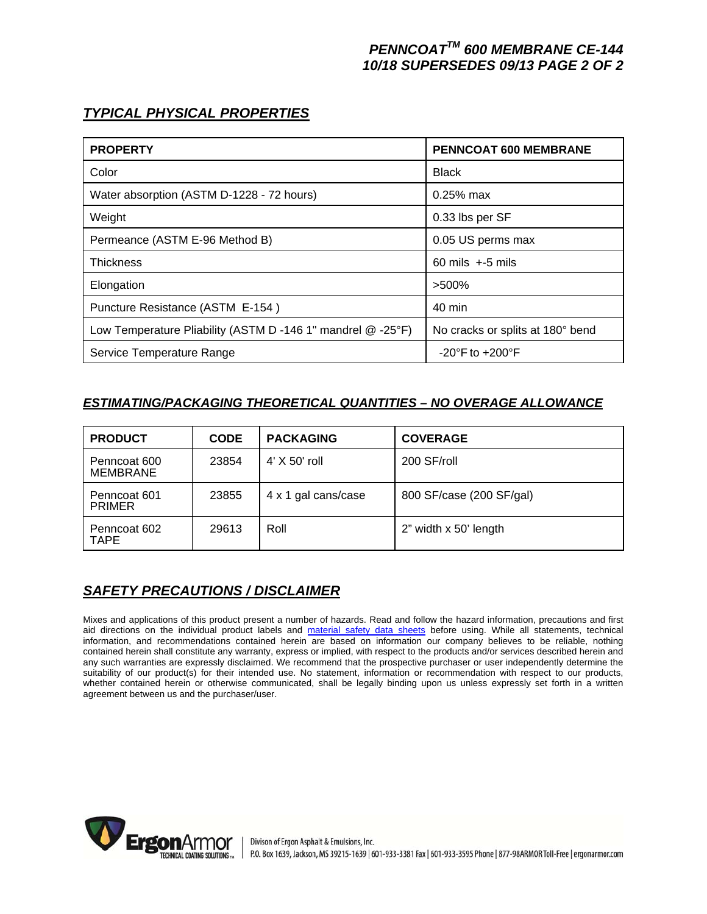## *TYPICAL PHYSICAL PROPERTIES*

| PROPERTY | PENNCOAT 600 MEMBRANE |
|---|---|
| Color | Black |
| Water absorption (ASTM D-1228 - 72 hours) | 0.25% max |
| Weight | 0.33 lbs per SF |
| Permeance (ASTM E-96 Method B) | 0.05 US perms max |
| Thickness | 60 mils +-5 mils |
| Elongation | >500% |
| Puncture Resistance (ASTM E-154 ) | 40 min |
| Low Temperature Pliability (ASTM D -146 1" mandrel @ -25°F) | No cracks or splits at 180° bend |
| Service Temperature Range | -20°F to +200°F |

## *ESTIMATING/PACKAGING THEORETICAL QUANTITIES – NO OVERAGE ALLOWANCE*

| PRODUCT | CODE | PACKAGING | COVERAGE |
|---|---|---|---|
| Penncoat 600 MEMBRANE | 23854 | 4' X 50' roll | 200 SF/roll |
| Penncoat 601 PRIMER | 23855 | 4 x 1 gal cans/case | 800 SF/case (200 SF/gal) |
| Penncoat 602 TAPE | 29613 | Roll | 2" width x 50' length |

## *SAFETY PRECAUTIONS / DISCLAIMER*

Mixes and applications of this product present a number of hazards. Read and follow the hazard information, precautions and first aid directions on the individual product labels and material safety data sheets before using. While all statements, technical information, and recommendations contained herein are based on information our company believes to be reliable, nothing contained herein shall constitute any warranty, express or implied, with respect to the products and/or services described herein and any such warranties are expressly disclaimed. We recommend that the prospective purchaser or user independently determine the suitability of our product(s) for their intended use. No statement, information or recommendation with respect to our products, whether contained herein or otherwise communicated, shall be legally binding upon us unless expressly set forth in a written agreement between us and the purchaser/user.

ErgonArmor TECHNICAL COATING SOLUTIONS™ | Divison of Ergon Asphalt & Emulsions, Inc.
P.O. Box 1639, Jackson, MS 39215-1639 | 601-933-3381 Fax | 601-933-3595 Phone | 877-98ARMOR Toll-Free | ergonarmor.com